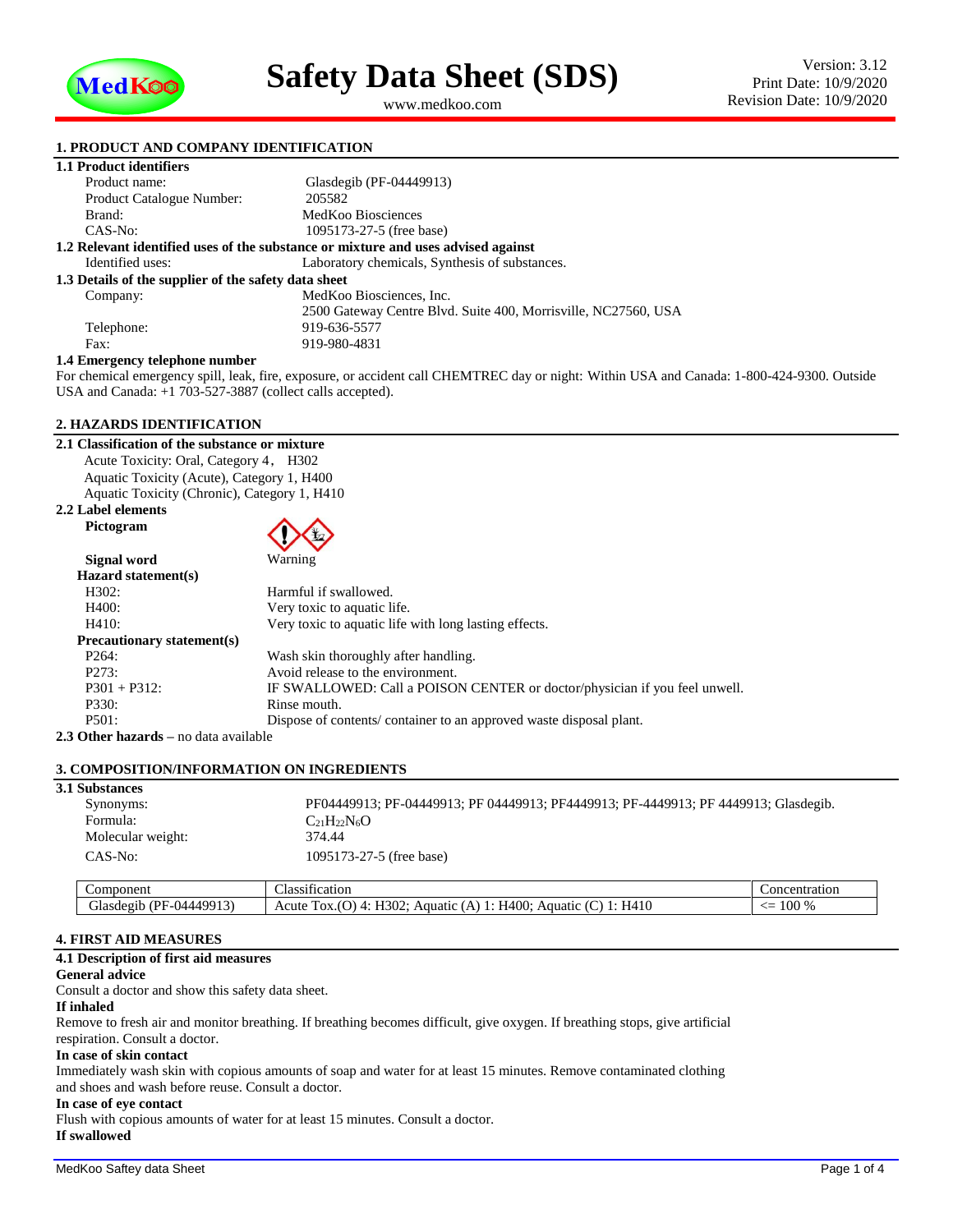# Safety Data Sheet (SDS)

www.medkoo.com

Version: 3.12
Print Date: 10/9/2020
Revision Date: 10/9/2020

## 1. PRODUCT AND COMPANY IDENTIFICATION

### 1.1 Product identifiers

| | |
|---|---|
| Product name: | Glasdegib (PF-04449913) |
| Product Catalogue Number: | 205582 |
| Brand: | MedKoo Biosciences |
| CAS-No: | 1095173-27-5 (free base) |

### 1.2 Relevant identified uses of the substance or mixture and uses advised against

Identified uses: Laboratory chemicals, Synthesis of substances.

### 1.3 Details of the supplier of the safety data sheet

| | |
|---|---|
| Company: | MedKoo Biosciences, Inc.<br>2500 Gateway Centre Blvd. Suite 400, Morrisville, NC27560, USA |
| Telephone: | 919-636-5577 |
| Fax: | 919-980-4831 |

### 1.4 Emergency telephone number

For chemical emergency spill, leak, fire, exposure, or accident call CHEMTREC day or night: Within USA and Canada: 1-800-424-9300. Outside USA and Canada: +1 703-527-3887 (collect calls accepted).

## 2. HAZARDS IDENTIFICATION

### 2.1 Classification of the substance or mixture

Acute Toxicity: Oral, Category 4， H302
Aquatic Toxicity (Acute), Category 1, H400
Aquatic Toxicity (Chronic), Category 1, H410

### 2.2 Label elements

**Pictogram**

**Signal word** Warning

**Hazard statement(s)**

| | |
|---|---|
| H302: | Harmful if swallowed. |
| H400: | Very toxic to aquatic life. |
| H410: | Very toxic to aquatic life with long lasting effects. |

**Precautionary statement(s)**

| | |
|---|---|
| P264: | Wash skin thoroughly after handling. |
| P273: | Avoid release to the environment. |
| P301 + P312: | IF SWALLOWED: Call a POISON CENTER or doctor/physician if you feel unwell. |
| P330: | Rinse mouth. |
| P501: | Dispose of contents/ container to an approved waste disposal plant. |

**2.3 Other hazards** – no data available

## 3. COMPOSITION/INFORMATION ON INGREDIENTS

### 3.1 Substances

| | |
|---|---|
| Synonyms: | PF04449913; PF-04449913; PF 04449913; PF4449913; PF-4449913; PF 4449913; Glasdegib. |
| Formula: | $C_{21}H_{22}N_6O$ |
| Molecular weight: | 374.44 |
| CAS-No: | 1095173-27-5 (free base) |

| Component | Classification | Concentration |
|---|---|---|
| Glasdegib (PF-04449913) | Acute Tox.(O) 4: H302; Aquatic (A) 1: H400; Aquatic (C) 1: H410 | <= 100 % |

## 4. FIRST AID MEASURES

### 4.1 Description of first aid measures

**General advice**

Consult a doctor and show this safety data sheet.

**If inhaled**

Remove to fresh air and monitor breathing. If breathing becomes difficult, give oxygen. If breathing stops, give artificial respiration. Consult a doctor.

**In case of skin contact**

Immediately wash skin with copious amounts of soap and water for at least 15 minutes. Remove contaminated clothing and shoes and wash before reuse. Consult a doctor.

**In case of eye contact**

Flush with copious amounts of water for at least 15 minutes. Consult a doctor.

**If swallowed**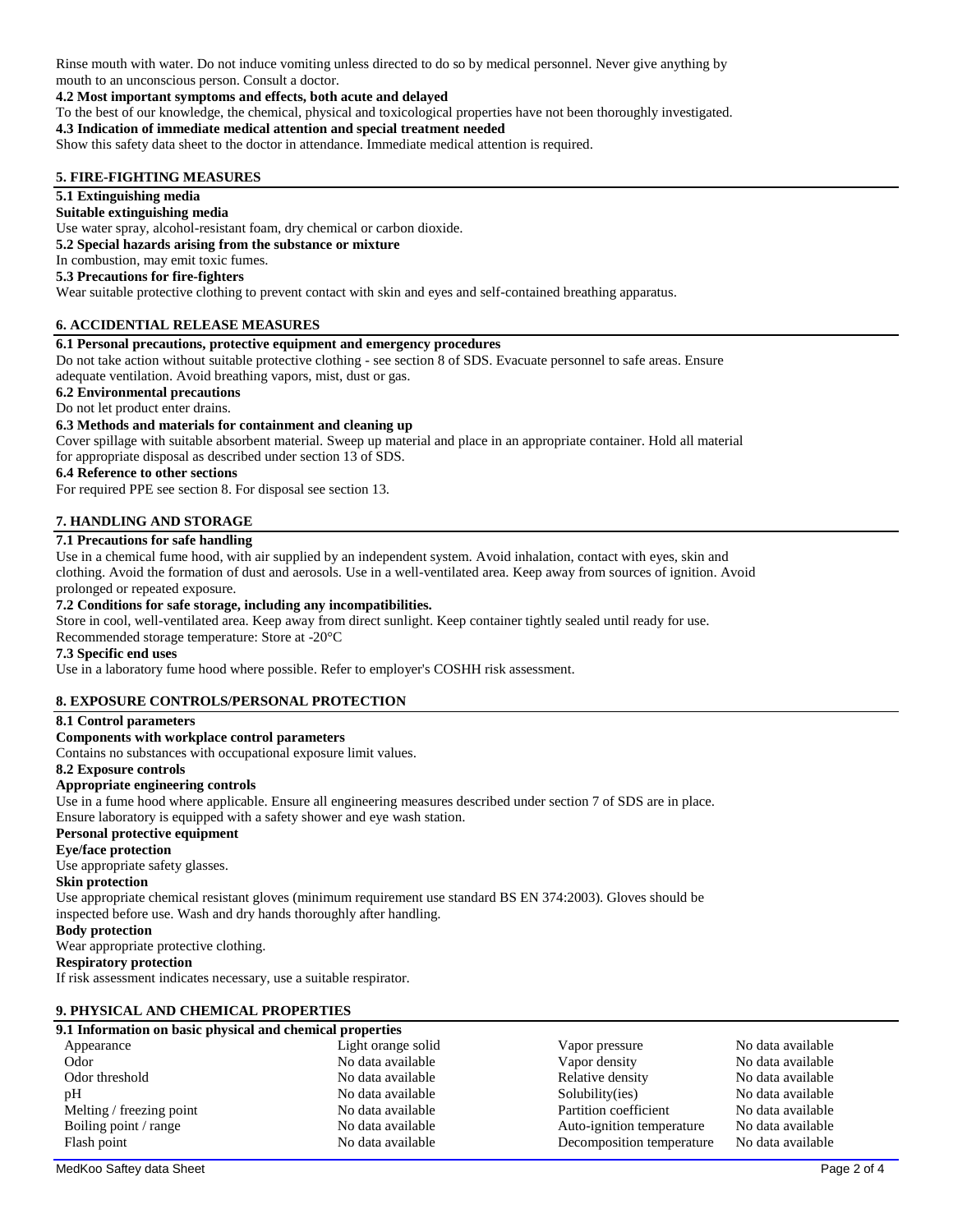Rinse mouth with water. Do not induce vomiting unless directed to do so by medical personnel. Never give anything by mouth to an unconscious person. Consult a doctor.

**4.2 Most important symptoms and effects, both acute and delayed**

To the best of our knowledge, the chemical, physical and toxicological properties have not been thoroughly investigated.

**4.3 Indication of immediate medical attention and special treatment needed**

Show this safety data sheet to the doctor in attendance. Immediate medical attention is required.

## 5. FIRE-FIGHTING MEASURES

**5.1 Extinguishing media**

**Suitable extinguishing media**

Use water spray, alcohol-resistant foam, dry chemical or carbon dioxide.

**5.2 Special hazards arising from the substance or mixture**

In combustion, may emit toxic fumes.

**5.3 Precautions for fire-fighters**

Wear suitable protective clothing to prevent contact with skin and eyes and self-contained breathing apparatus.

## 6. ACCIDENTIAL RELEASE MEASURES

**6.1 Personal precautions, protective equipment and emergency procedures**

Do not take action without suitable protective clothing - see section 8 of SDS. Evacuate personnel to safe areas. Ensure adequate ventilation. Avoid breathing vapors, mist, dust or gas.

**6.2 Environmental precautions**

Do not let product enter drains.

**6.3 Methods and materials for containment and cleaning up**

Cover spillage with suitable absorbent material. Sweep up material and place in an appropriate container. Hold all material for appropriate disposal as described under section 13 of SDS.

**6.4 Reference to other sections**

For required PPE see section 8. For disposal see section 13.

## 7. HANDLING AND STORAGE

**7.1 Precautions for safe handling**

Use in a chemical fume hood, with air supplied by an independent system. Avoid inhalation, contact with eyes, skin and clothing. Avoid the formation of dust and aerosols. Use in a well-ventilated area. Keep away from sources of ignition. Avoid prolonged or repeated exposure.

**7.2 Conditions for safe storage, including any incompatibilities.**

Store in cool, well-ventilated area. Keep away from direct sunlight. Keep container tightly sealed until ready for use.
Recommended storage temperature: Store at -20°C

**7.3 Specific end uses**

Use in a laboratory fume hood where possible. Refer to employer's COSHH risk assessment.

## 8. EXPOSURE CONTROLS/PERSONAL PROTECTION

**8.1 Control parameters**

**Components with workplace control parameters**

Contains no substances with occupational exposure limit values.

**8.2 Exposure controls**

**Appropriate engineering controls**

Use in a fume hood where applicable. Ensure all engineering measures described under section 7 of SDS are in place.
Ensure laboratory is equipped with a safety shower and eye wash station.

**Personal protective equipment**

**Eye/face protection**

Use appropriate safety glasses.

**Skin protection**

Use appropriate chemical resistant gloves (minimum requirement use standard BS EN 374:2003). Gloves should be inspected before use. Wash and dry hands thoroughly after handling.

**Body protection**

Wear appropriate protective clothing.

**Respiratory protection**

If risk assessment indicates necessary, use a suitable respirator.

## 9. PHYSICAL AND CHEMICAL PROPERTIES

**9.1 Information on basic physical and chemical properties**

| Property | Value | Property | Value |
|---|---|---|---|
| Appearance | Light orange solid | Vapor pressure | No data available |
| Odor | No data available | Vapor density | No data available |
| Odor threshold | No data available | Relative density | No data available |
| pH | No data available | Solubility(ies) | No data available |
| Melting / freezing point | No data available | Partition coefficient | No data available |
| Boiling point / range | No data available | Auto-ignition temperature | No data available |
| Flash point | No data available | Decomposition temperature | No data available |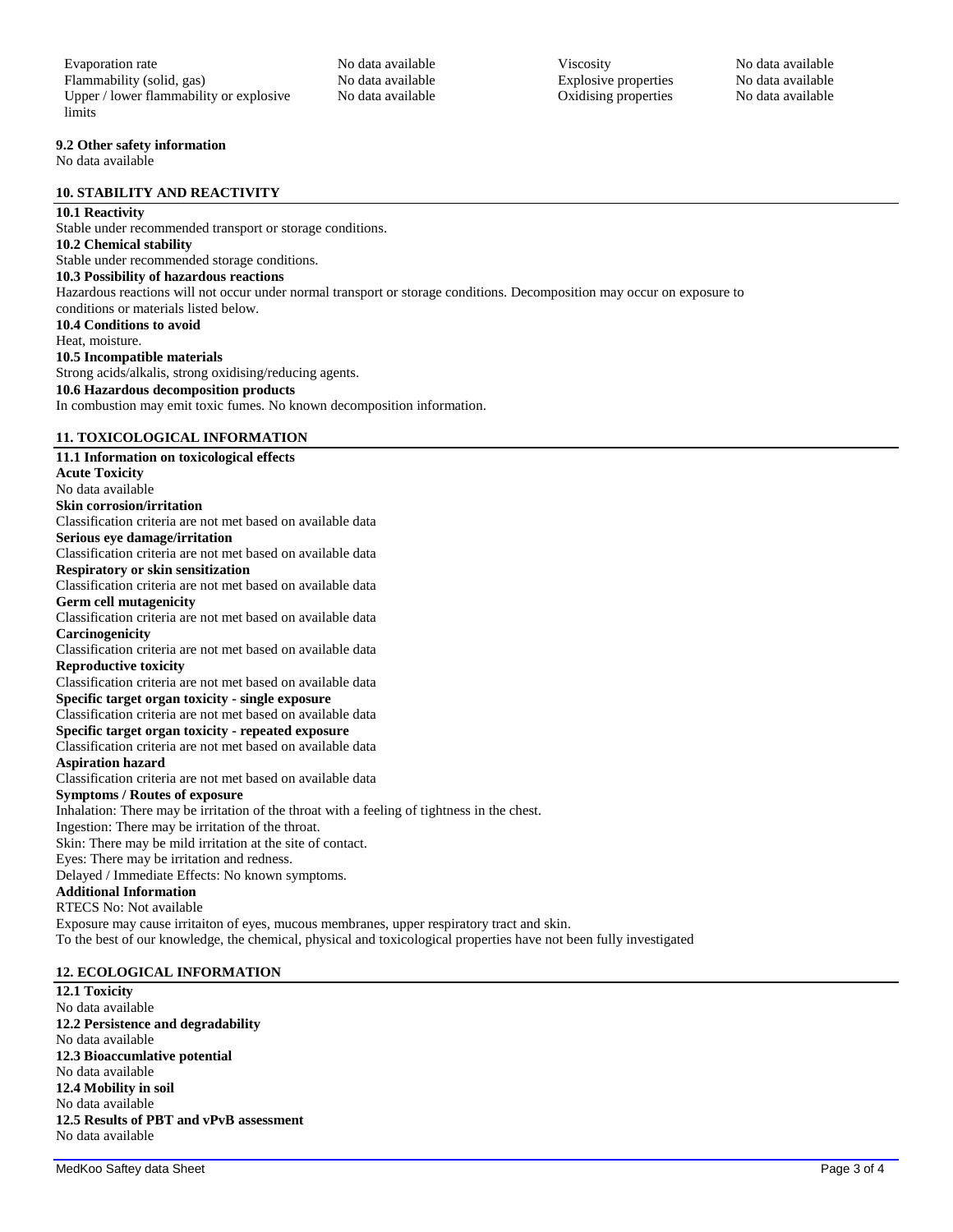| | | | |
|---|---|---|---|
| Evaporation rate | No data available | Viscosity | No data available |
| Flammability (solid, gas) | No data available | Explosive properties | No data available |
| Upper / lower flammability or explosive limits | No data available | Oxidising properties | No data available |

**9.2 Other safety information**

No data available

## 10. STABILITY AND REACTIVITY

**10.1 Reactivity**

Stable under recommended transport or storage conditions.

**10.2 Chemical stability**

Stable under recommended storage conditions.

**10.3 Possibility of hazardous reactions**

Hazardous reactions will not occur under normal transport or storage conditions. Decomposition may occur on exposure to conditions or materials listed below.

**10.4 Conditions to avoid**

Heat, moisture.

**10.5 Incompatible materials**

Strong acids/alkalis, strong oxidising/reducing agents.

**10.6 Hazardous decomposition products**

In combustion may emit toxic fumes. No known decomposition information.

## 11. TOXICOLOGICAL INFORMATION

**11.1 Information on toxicological effects**

**Acute Toxicity**

No data available

**Skin corrosion/irritation**

Classification criteria are not met based on available data

**Serious eye damage/irritation**

Classification criteria are not met based on available data

**Respiratory or skin sensitization**

Classification criteria are not met based on available data

**Germ cell mutagenicity**

Classification criteria are not met based on available data

**Carcinogenicity**

Classification criteria are not met based on available data

**Reproductive toxicity**

Classification criteria are not met based on available data

**Specific target organ toxicity - single exposure**

Classification criteria are not met based on available data

**Specific target organ toxicity - repeated exposure**

Classification criteria are not met based on available data

**Aspiration hazard**

Classification criteria are not met based on available data

**Symptoms / Routes of exposure**

Inhalation: There may be irritation of the throat with a feeling of tightness in the chest.
Ingestion: There may be irritation of the throat.
Skin: There may be mild irritation at the site of contact.
Eyes: There may be irritation and redness.
Delayed / Immediate Effects: No known symptoms.

**Additional Information**

RTECS No: Not available
Exposure may cause irritaiton of eyes, mucous membranes, upper respiratory tract and skin.
To the best of our knowledge, the chemical, physical and toxicological properties have not been fully investigated

## 12. ECOLOGICAL INFORMATION

**12.1 Toxicity**

No data available

**12.2 Persistence and degradability**

No data available

**12.3 Bioaccumlative potential**

No data available

**12.4 Mobility in soil**

No data available

**12.5 Results of PBT and vPvB assessment**

No data available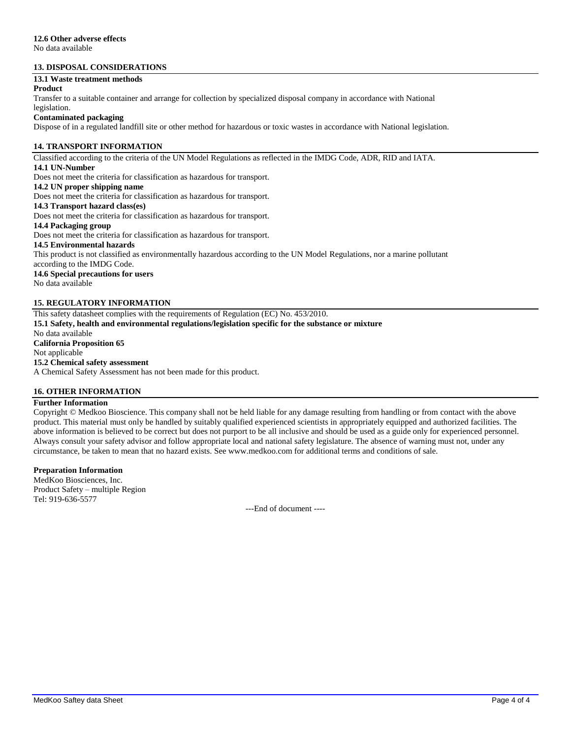**12.6 Other adverse effects**
No data available

## 13. DISPOSAL CONSIDERATIONS

**13.1 Waste treatment methods**

**Product**

Transfer to a suitable container and arrange for collection by specialized disposal company in accordance with National legislation.

**Contaminated packaging**

Dispose of in a regulated landfill site or other method for hazardous or toxic wastes in accordance with National legislation.

## 14. TRANSPORT INFORMATION

Classified according to the criteria of the UN Model Regulations as reflected in the IMDG Code, ADR, RID and IATA.

**14.1 UN-Number**

Does not meet the criteria for classification as hazardous for transport.

**14.2 UN proper shipping name**

Does not meet the criteria for classification as hazardous for transport.

**14.3 Transport hazard class(es)**

Does not meet the criteria for classification as hazardous for transport.

**14.4 Packaging group**

Does not meet the criteria for classification as hazardous for transport.

**14.5 Environmental hazards**

This product is not classified as environmentally hazardous according to the UN Model Regulations, nor a marine pollutant according to the IMDG Code.

**14.6 Special precautions for users**

No data available

## 15. REGULATORY INFORMATION

This safety datasheet complies with the requirements of Regulation (EC) No. 453/2010.

**15.1 Safety, health and environmental regulations/legislation specific for the substance or mixture**

No data available

**California Proposition 65**

Not applicable

**15.2 Chemical safety assessment**

A Chemical Safety Assessment has not been made for this product.

## 16. OTHER INFORMATION

**Further Information**

Copyright © Medkoo Bioscience. This company shall not be held liable for any damage resulting from handling or from contact with the above product. This material must only be handled by suitably qualified experienced scientists in appropriately equipped and authorized facilities. The above information is believed to be correct but does not purport to be all inclusive and should be used as a guide only for experienced personnel. Always consult your safety advisor and follow appropriate local and national safety legislature. The absence of warning must not, under any circumstance, be taken to mean that no hazard exists. See www.medkoo.com for additional terms and conditions of sale.

**Preparation Information**

MedKoo Biosciences, Inc.
Product Safety – multiple Region
Tel: 919-636-5577

---End of document ----